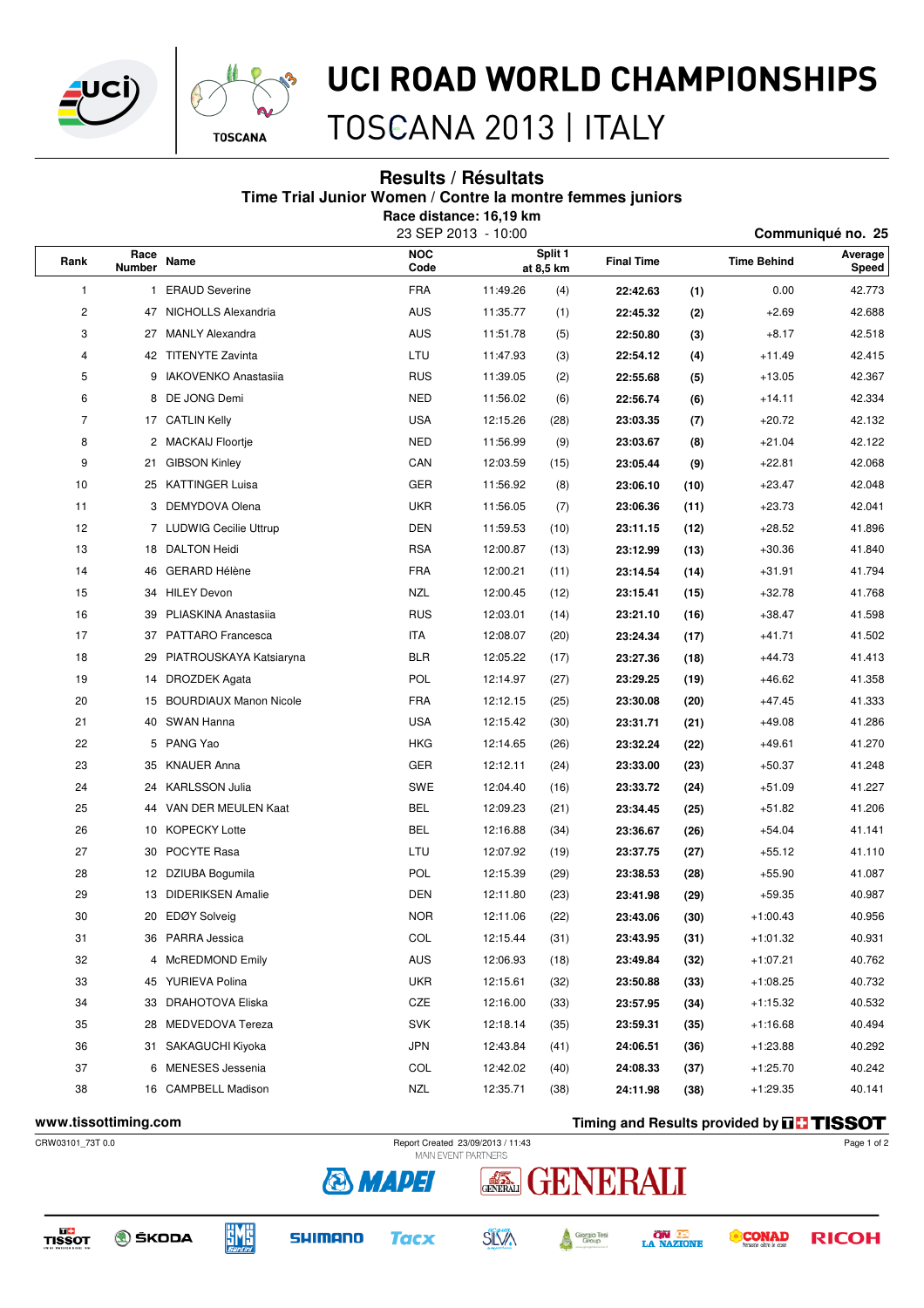# UCI ROAD WORLD CHAMPIONSHIPS

TOSCANA 2013 | ITALY

## Results / Résultats

### Time Trial Junior Women / Contre la montre femmes juniors

**Race distance: 16,19 km**

23 SEP 2013 - 10:00

**Communiqué no. 25**

| Rank | Race Number | Name | NOC Code | Split 1 at 8,5 km | | Final Time | | Time Behind | Average Speed |
|---|---|---|---|---|---|---|---|---|---|
| 1 | 1 | ERAUD Severine | FRA | 11:49.26 | (4) | **22:42.63** | **(1)** | 0.00 | 42.773 |
| 2 | 47 | NICHOLLS Alexandria | AUS | 11:35.77 | (1) | **22:45.32** | **(2)** | +2.69 | 42.688 |
| 3 | 27 | MANLY Alexandra | AUS | 11:51.78 | (5) | **22:50.80** | **(3)** | +8.17 | 42.518 |
| 4 | 42 | TITENYTE Zavinta | LTU | 11:47.93 | (3) | **22:54.12** | **(4)** | +11.49 | 42.415 |
| 5 | 9 | IAKOVENKO Anastasiia | RUS | 11:39.05 | (2) | **22:55.68** | **(5)** | +13.05 | 42.367 |
| 6 | 8 | DE JONG Demi | NED | 11:56.02 | (6) | **22:56.74** | **(6)** | +14.11 | 42.334 |
| 7 | 17 | CATLIN Kelly | USA | 12:15.26 | (28) | **23:03.35** | **(7)** | +20.72 | 42.132 |
| 8 | 2 | MACKAIJ Floortje | NED | 11:56.99 | (9) | **23:03.67** | **(8)** | +21.04 | 42.122 |
| 9 | 21 | GIBSON Kinley | CAN | 12:03.59 | (15) | **23:05.44** | **(9)** | +22.81 | 42.068 |
| 10 | 25 | KATTINGER Luisa | GER | 11:56.92 | (8) | **23:06.10** | **(10)** | +23.47 | 42.048 |
| 11 | 3 | DEMYDOVA Olena | UKR | 11:56.05 | (7) | **23:06.36** | **(11)** | +23.73 | 42.041 |
| 12 | 7 | LUDWIG Cecilie Uttrup | DEN | 11:59.53 | (10) | **23:11.15** | **(12)** | +28.52 | 41.896 |
| 13 | 18 | DALTON Heidi | RSA | 12:00.87 | (13) | **23:12.99** | **(13)** | +30.36 | 41.840 |
| 14 | 46 | GERARD Hélène | FRA | 12:00.21 | (11) | **23:14.54** | **(14)** | +31.91 | 41.794 |
| 15 | 34 | HILEY Devon | NZL | 12:00.45 | (12) | **23:15.41** | **(15)** | +32.78 | 41.768 |
| 16 | 39 | PLIASKINA Anastasiia | RUS | 12:03.01 | (14) | **23:21.10** | **(16)** | +38.47 | 41.598 |
| 17 | 37 | PATTARO Francesca | ITA | 12:08.07 | (20) | **23:24.34** | **(17)** | +41.71 | 41.502 |
| 18 | 29 | PIATROUSKAYA Katsiaryna | BLR | 12:05.22 | (17) | **23:27.36** | **(18)** | +44.73 | 41.413 |
| 19 | 14 | DROZDEK Agata | POL | 12:14.97 | (27) | **23:29.25** | **(19)** | +46.62 | 41.358 |
| 20 | 15 | BOURDIAUX Manon Nicole | FRA | 12:12.15 | (25) | **23:30.08** | **(20)** | +47.45 | 41.333 |
| 21 | 40 | SWAN Hanna | USA | 12:15.42 | (30) | **23:31.71** | **(21)** | +49.08 | 41.286 |
| 22 | 5 | PANG Yao | HKG | 12:14.65 | (26) | **23:32.24** | **(22)** | +49.61 | 41.270 |
| 23 | 35 | KNAUER Anna | GER | 12:12.11 | (24) | **23:33.00** | **(23)** | +50.37 | 41.248 |
| 24 | 24 | KARLSSON Julia | SWE | 12:04.40 | (16) | **23:33.72** | **(24)** | +51.09 | 41.227 |
| 25 | 44 | VAN DER MEULEN Kaat | BEL | 12:09.23 | (21) | **23:34.45** | **(25)** | +51.82 | 41.206 |
| 26 | 10 | KOPECKY Lotte | BEL | 12:16.88 | (34) | **23:36.67** | **(26)** | +54.04 | 41.141 |
| 27 | 30 | POCYTE Rasa | LTU | 12:07.92 | (19) | **23:37.75** | **(27)** | +55.12 | 41.110 |
| 28 | 12 | DZIUBA Bogumila | POL | 12:15.39 | (29) | **23:38.53** | **(28)** | +55.90 | 41.087 |
| 29 | 13 | DIDERIKSEN Amalie | DEN | 12:11.80 | (23) | **23:41.98** | **(29)** | +59.35 | 40.987 |
| 30 | 20 | EDØY Solveig | NOR | 12:11.06 | (22) | **23:43.06** | **(30)** | +1:00.43 | 40.956 |
| 31 | 36 | PARRA Jessica | COL | 12:15.44 | (31) | **23:43.95** | **(31)** | +1:01.32 | 40.931 |
| 32 | 4 | McREDMOND Emily | AUS | 12:06.93 | (18) | **23:49.84** | **(32)** | +1:07.21 | 40.762 |
| 33 | 45 | YURIEVA Polina | UKR | 12:15.61 | (32) | **23:50.88** | **(33)** | +1:08.25 | 40.732 |
| 34 | 33 | DRAHOTOVA Eliska | CZE | 12:16.00 | (33) | **23:57.95** | **(34)** | +1:15.32 | 40.532 |
| 35 | 28 | MEDVEDOVA Tereza | SVK | 12:18.14 | (35) | **23:59.31** | **(35)** | +1:16.68 | 40.494 |
| 36 | 31 | SAKAGUCHI Kiyoka | JPN | 12:43.84 | (41) | **24:06.51** | **(36)** | +1:23.88 | 40.292 |
| 37 | 6 | MENESES Jessenia | COL | 12:42.02 | (40) | **24:08.33** | **(37)** | +1:25.70 | 40.242 |
| 38 | 16 | CAMPBELL Madison | NZL | 12:35.71 | (38) | **24:11.98** | **(38)** | +1:29.35 | 40.141 |

**www.tissottiming.com** **Timing and Results provided by TISSOT**

CRW03101_73T 0.0 Report Created 23/09/2013 / 11:43

MAIN EVENT PARTNERS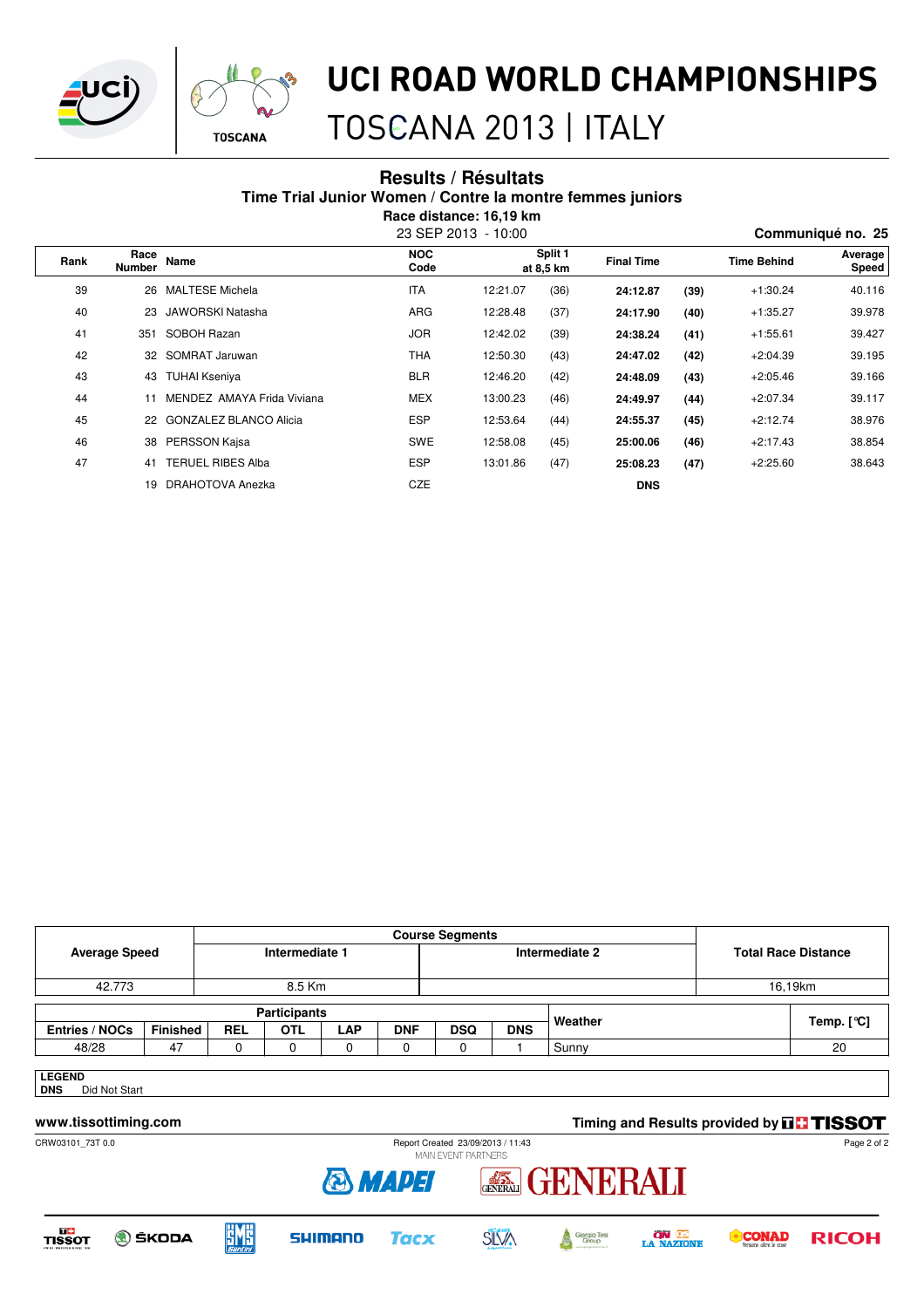# UCI ROAD WORLD CHAMPIONSHIPS

TOSCANA 2013 | ITALY

## Results / Résultats

### Time Trial Junior Women / Contre la montre femmes juniors

**Race distance: 16,19 km**

23 SEP 2013 - 10:00

**Communiqué no. 25**

| Rank | Race Number | Name | NOC Code | Split 1 at 8,5 km | | Final Time | | Time Behind | Average Speed |
|---|---|---|---|---|---|---|---|---|---|
| 39 | 26 | MALTESE Michela | ITA | 12:21.07 | (36) | **24:12.87** | **(39)** | +1:30.24 | 40.116 |
| 40 | 23 | JAWORSKI Natasha | ARG | 12:28.48 | (37) | **24:17.90** | **(40)** | +1:35.27 | 39.978 |
| 41 | 351 | SOBOH Razan | JOR | 12:42.02 | (39) | **24:38.24** | **(41)** | +1:55.61 | 39.427 |
| 42 | 32 | SOMRAT Jaruwan | THA | 12:50.30 | (43) | **24:47.02** | **(42)** | +2:04.39 | 39.195 |
| 43 | 43 | TUHAI Kseniya | BLR | 12:46.20 | (42) | **24:48.09** | **(43)** | +2:05.46 | 39.166 |
| 44 | 11 | MENDEZ AMAYA Frida Viviana | MEX | 13:00.23 | (46) | **24:49.97** | **(44)** | +2:07.34 | 39.117 |
| 45 | 22 | GONZALEZ BLANCO Alicia | ESP | 12:53.64 | (44) | **24:55.37** | **(45)** | +2:12.74 | 38.976 |
| 46 | 38 | PERSSON Kajsa | SWE | 12:58.08 | (45) | **25:00.06** | **(46)** | +2:17.43 | 38.854 |
| 47 | 41 | TERUEL RIBES Alba | ESP | 13:01.86 | (47) | **25:08.23** | **(47)** | +2:25.60 | 38.643 |
| | 19 | DRAHOTOVA Anezka | CZE | | | **DNS** | | | |

| Average Speed | Course Segments | | Total Race Distance |
|---|---|---|---|
| | Intermediate 1 | Intermediate 2 | |
| 42.773 | 8.5 Km | | 16,19km |

| Participants | | | | | | | | Weather | Temp. [°C] |
|---|---|---|---|---|---|---|---|---|---|
| Entries / NOCs | Finished | REL | OTL | LAP | DNF | DSQ | DNS | | |
| 48/28 | 47 | 0 | 0 | 0 | 0 | 0 | 1 | Sunny | 20 |

**LEGEND**

**DNS** Did Not Start

**www.tissottiming.com**

**Timing and Results provided by TISSOT**

CRW03101_73T 0.0

Report Created 23/09/2013 / 11:43

MAIN EVENT PARTNERS